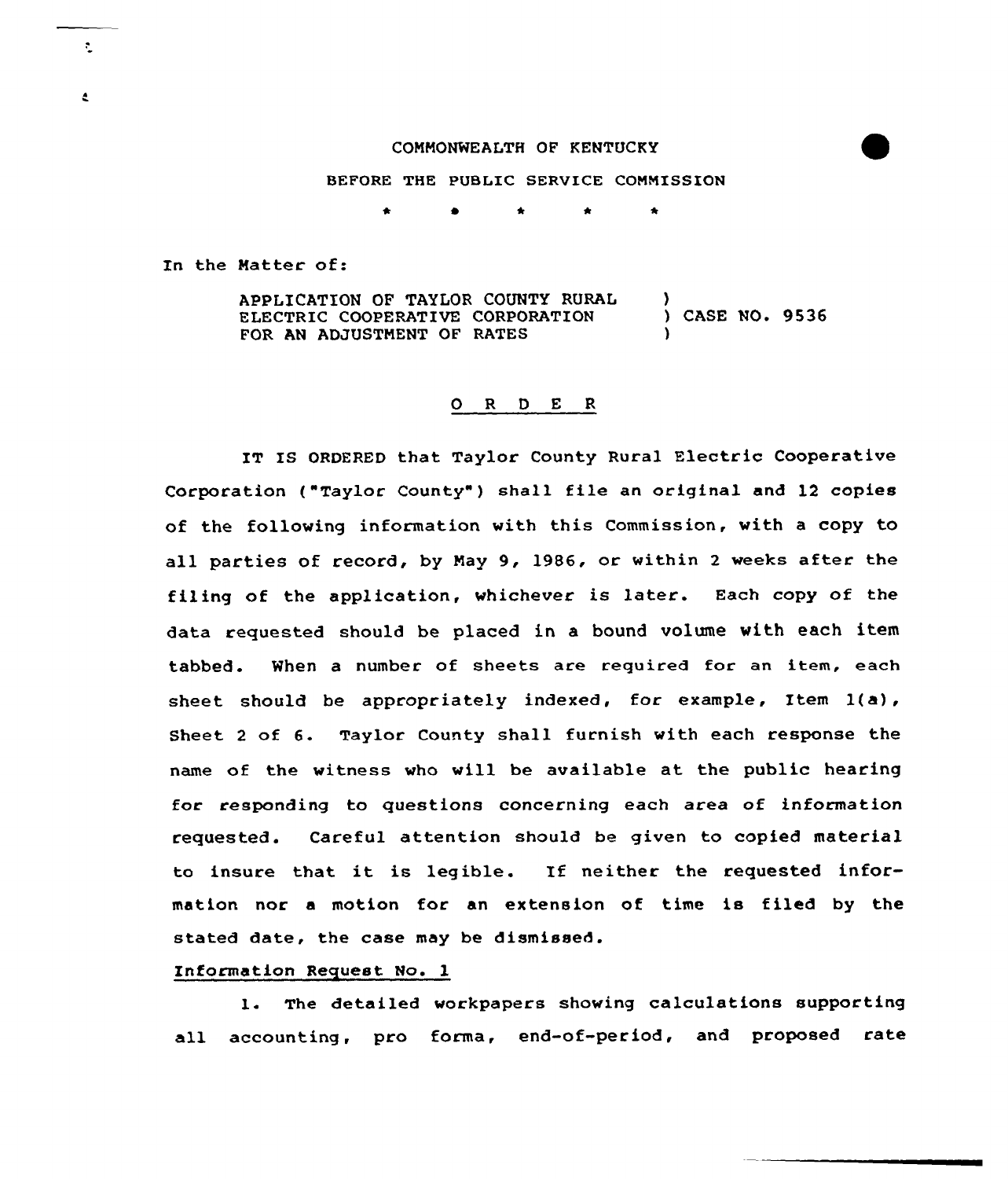COMMONWEALTH OF KENTUCKY

BEFORE THE PUBLIC SERVICE COMMISSION

\* \* \* \* \*

In the Matter of:

| | |
|---|---|
| APPLICATION OF TAYLOR COUNTY RURAL ELECTRIC COOPERATIVE CORPORATION FOR AN ADJUSTMENT OF RATES | ) CASE NO. 9536 |

O R D E R

IT IS ORDERED that Taylor County Rural Electric Cooperative Corporation ("Taylor County") shall file an original and 12 copies of the following information with this Commission, with a copy to all parties of record, by May 9, 1986, or within 2 weeks after the filing of the application, whichever is later. Each copy of the data requested should be placed in a bound volume with each item tabbed. When a number of sheets are required for an item, each sheet should be appropriately indexed, for example, Item 1(a), Sheet 2 of 6. Taylor County shall furnish with each response the name of the witness who will be available at the public hearing for responding to questions concerning each area of information requested. Careful attention should be given to copied material to insure that it is legible. If neither the requested information nor a motion for an extension of time is filed by the stated date, the case may be dismissed.

Information Request No. 1

1. The detailed workpapers showing calculations supporting all accounting, pro forma, end-of-period, and proposed rate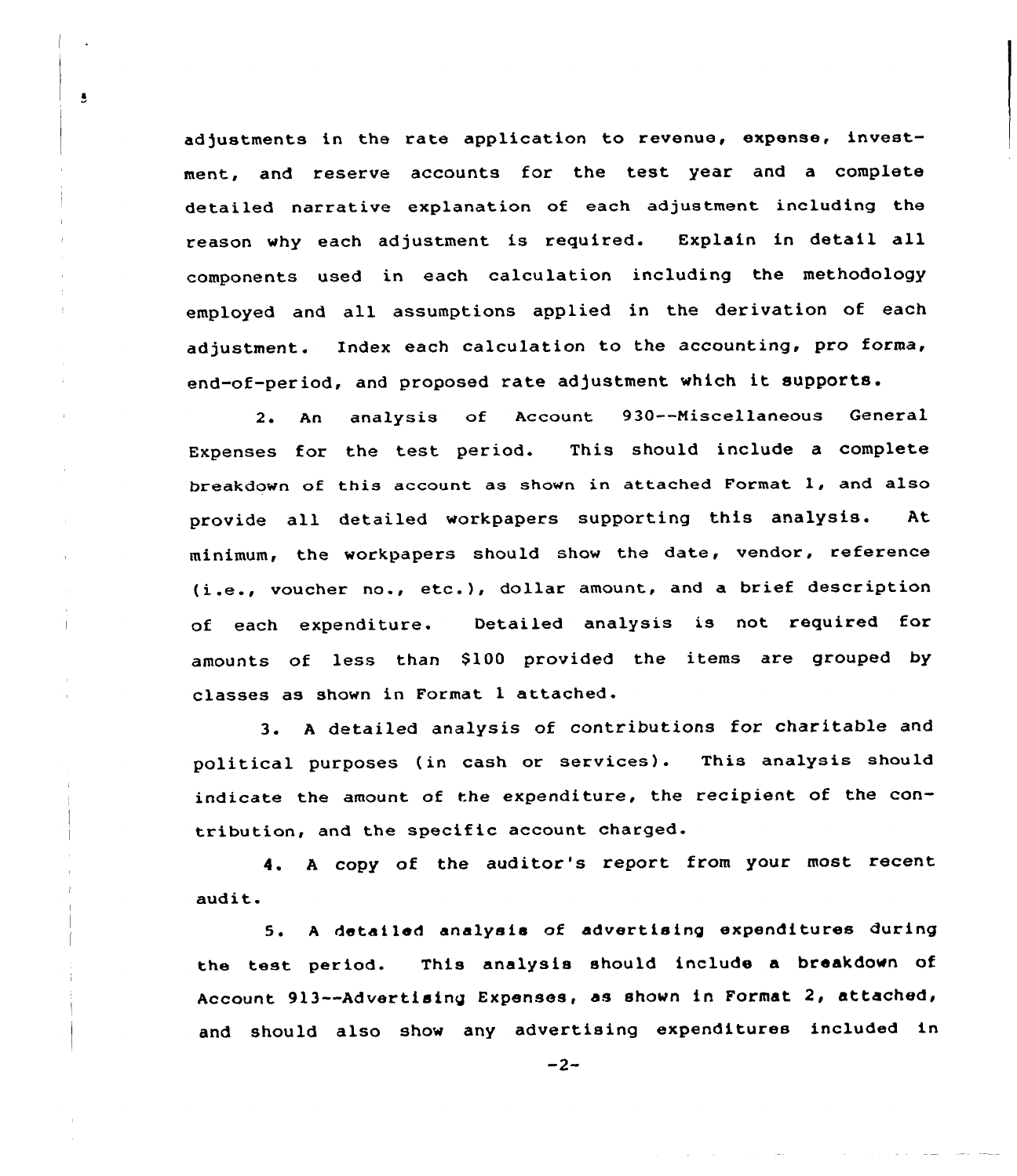adjustments in the rate application to revenue, expense, investment, and reserve accounts for the test year and a complete detailed narrative explanation of each adjustment including the reason why each adjustment is required. Explain in detail all components used in each calculation including the methodology employed and all assumptions applied in the derivation of each adjustment. Index each calculation to the accounting, pro forma, end-of-period, and proposed rate adjustment which it supports.

2. An analysis of Account 930--Miscellaneous General Expenses for the test period. This should include a complete breakdown of this account as shown in attached Format 1, and also provide all detailed workpapers supporting this analysis. At minimum, the workpapers should show the date, vendor, reference (i.e., voucher no., etc.), dollar amount, and a brief description of each expenditure. Detailed analysis is not required for amounts of less than $100 provided the items are grouped by classes as shown in Format 1 attached.

3. A detailed analysis of contributions for charitable and political purposes (in cash or services). This analysis should indicate the amount of the expenditure, the recipient of the contribution, and the specific account charged.

4. A copy of the auditor's report from your most recent audit.

5. A detailed analysis of advertising expenditures during the test period. This analysis should include a breakdown of Account 913--Advertising Expenses, as shown in Format 2, attached, and should also show any advertising expenditures included in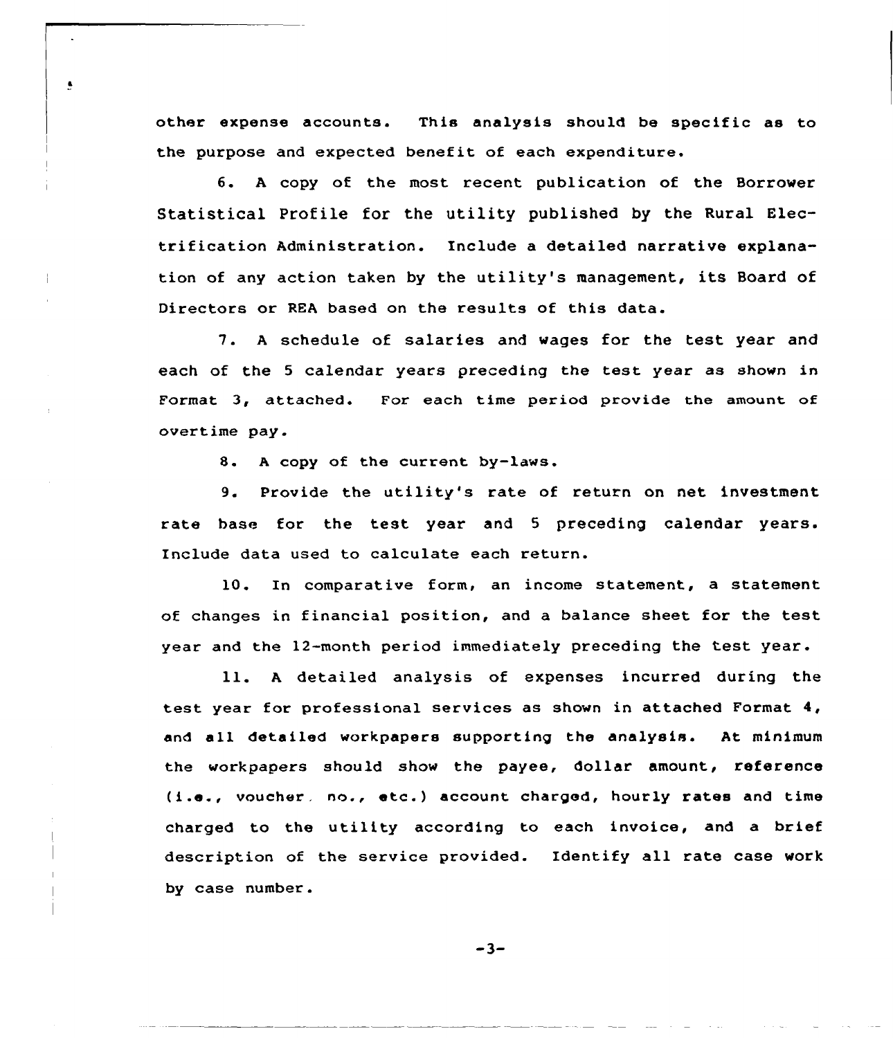other expense accounts. This analysis should be specific as to the purpose and expected benefit of each expenditure.

6. A copy of the most recent publication of the Borrower Statistical Profile for the utility published by the Rural Electrification Administration. Include a detailed narrative explanation of any action taken by the utility's management, its Board of Directors or REA based on the results of this data.

7. A schedule of salaries and wages for the test year and each of the 5 calendar years preceding the test year as shown in Format 3, attached. For each time period provide the amount of overtime pay.

8. A copy of the current by-laws.

9. Provide the utility's rate of return on net investment rate base for the test year and 5 preceding calendar years. Include data used to calculate each return.

10. In comparative form, an income statement, a statement of changes in financial position, and a balance sheet for the test year and the 12-month period immediately preceding the test year.

11. A detailed analysis of expenses incurred during the test year for professional services as shown in attached Format 4, and all detailed workpapers supporting the analysis. At minimum the workpapers should show the payee, dollar amount, reference (i.e., voucher no., etc.) account charged, hourly rates and time charged to the utility according to each invoice, and a brief description of the service provided. Identify all rate case work by case number.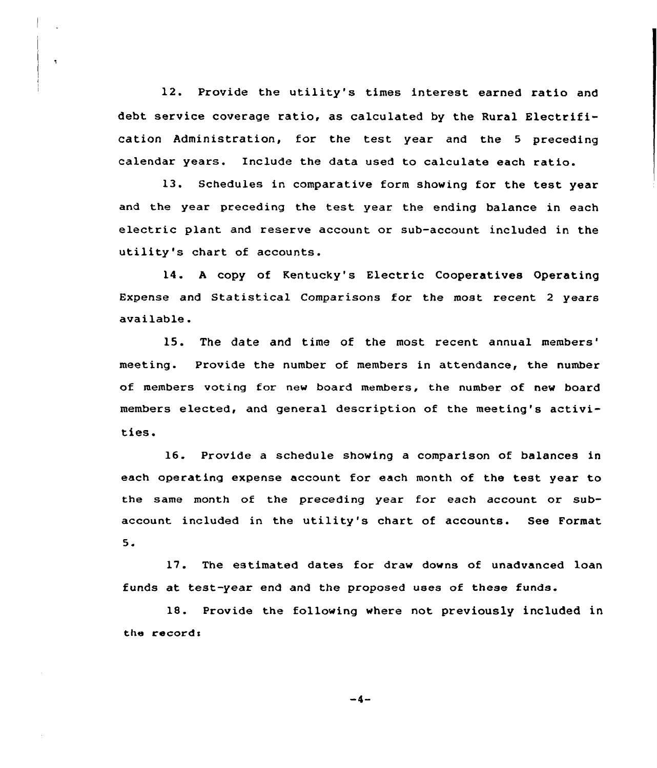12. Provide the utility's times interest earned ratio and debt service coverage ratio, as calculated by the Rural Electrification Administration, for the test year and the 5 preceding calendar years. Include the data used to calculate each ratio.

13. Schedules in comparative form showing for the test year and the year preceding the test year the ending balance in each electric plant and reserve account or sub-account included in the utility's chart of accounts.

14. A copy of Kentucky's Electric Cooperatives Operating Expense and Statistical Comparisons for the most recent 2 years available.

15. The date and time of the most recent annual members' meeting. Provide the number of members in attendance, the number of members voting for new board members, the number of new board members elected, and general description of the meeting's activities.

16. Provide a schedule showing a comparison of balances in each operating expense account for each month of the test year to the same month of the preceding year for each account or sub-account included in the utility's chart of accounts. See Format 5.

17. The estimated dates for draw downs of unadvanced loan funds at test-year end and the proposed uses of these funds.

18. Provide the following where not previously included in the record: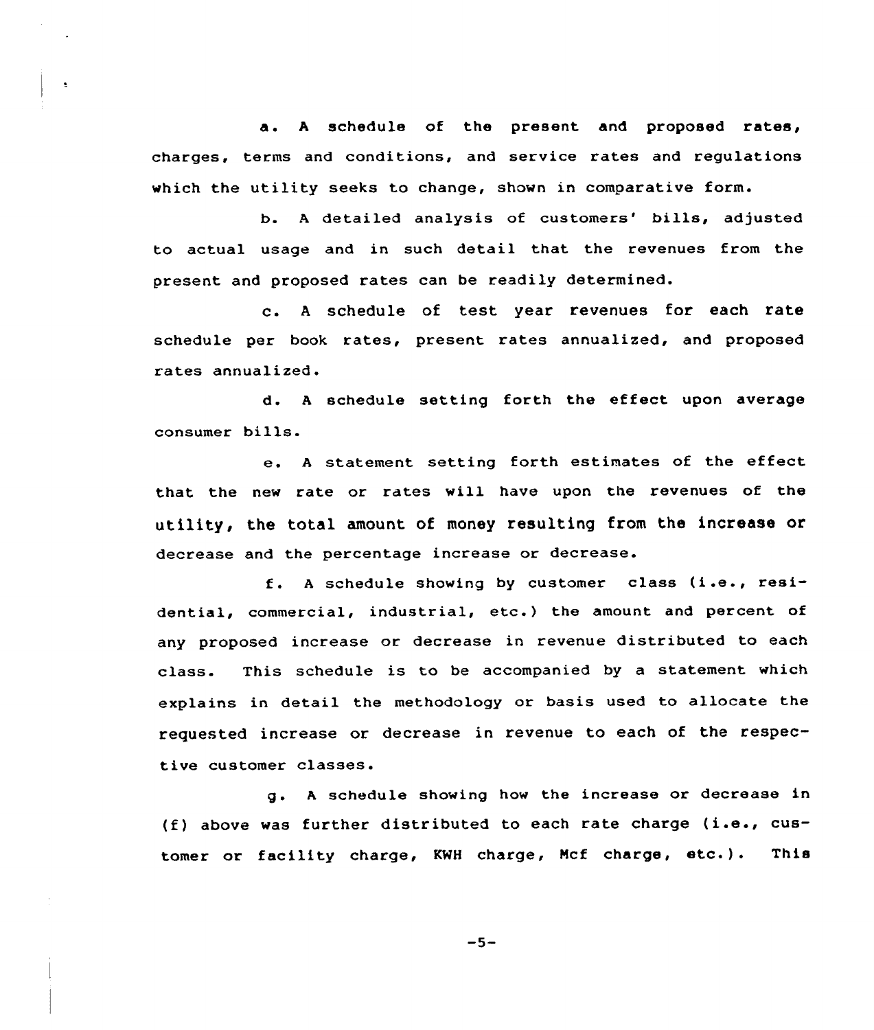a. A schedule of the present and proposed rates, charges, terms and conditions, and service rates and regulations which the utility seeks to change, shown in comparative form.

b. A detailed analysis of customers' bills, adjusted to actual usage and in such detail that the revenues from the present and proposed rates can be readily determined.

c. A schedule of test year revenues for each rate schedule per book rates, present rates annualized, and proposed rates annualized.

d. A schedule setting forth the effect upon average consumer bills.

e. A statement setting forth estimates of the effect that the new rate or rates will have upon the revenues of the utility, the total amount of money resulting from the increase or decrease and the percentage increase or decrease.

f. A schedule showing by customer class (i.e., residential, commercial, industrial, etc.) the amount and percent of any proposed increase or decrease in revenue distributed to each class. This schedule is to be accompanied by a statement which explains in detail the methodology or basis used to allocate the requested increase or decrease in revenue to each of the respective customer classes.

g. A schedule showing how the increase or decrease in (f) above was further distributed to each rate charge (i.e., customer or facility charge, KWH charge, Mcf charge, etc.). This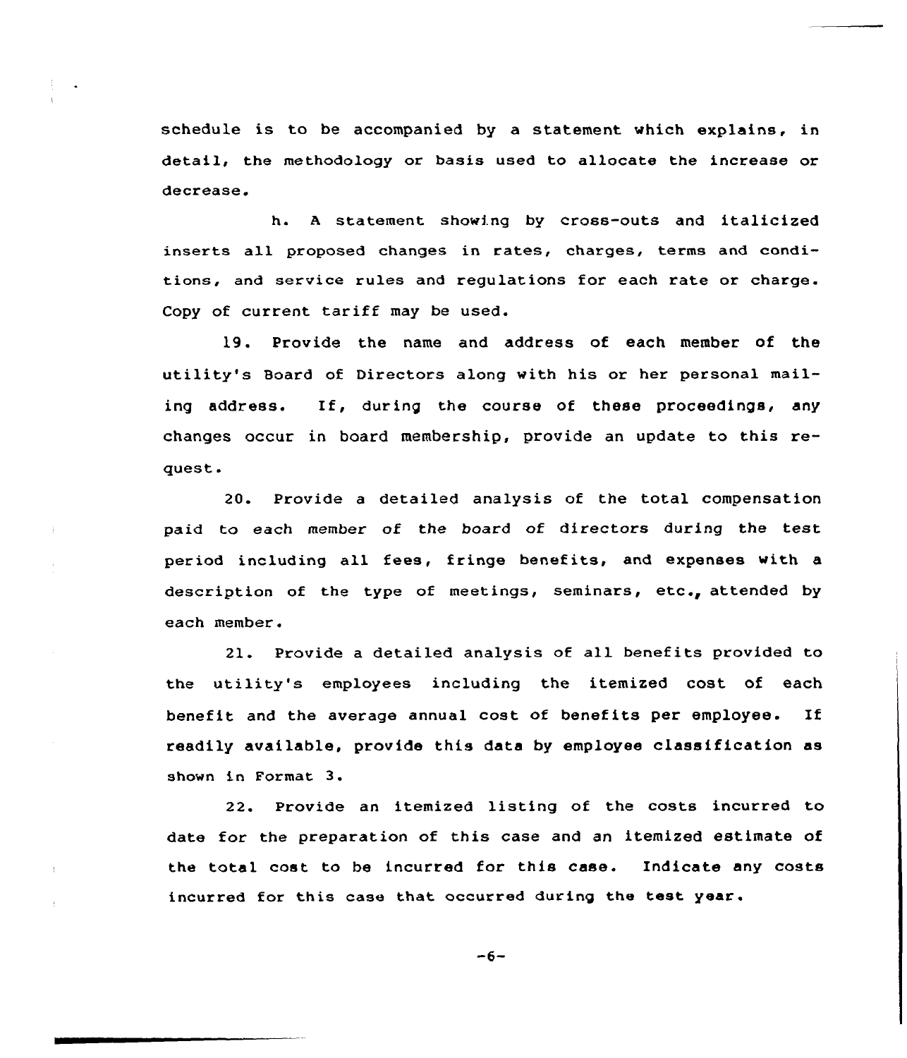schedule is to be accompanied by a statement which explains, in detail, the methodology or basis used to allocate the increase or decrease.

h. A statement showing by cross-outs and italicized inserts all proposed changes in rates, charges, terms and conditions, and service rules and regulations for each rate or charge. Copy of current tariff may be used.

19. Provide the name and address of each member of the utility's Board of Directors along with his or her personal mailing address. If, during the course of these proceedings, any changes occur in board membership, provide an update to this request.

20. Provide a detailed analysis of the total compensation paid to each member of the board of directors during the test period including all fees, fringe benefits, and expenses with a description of the type of meetings, seminars, etc., attended by each member.

21. Provide a detailed analysis of all benefits provided to the utility's employees including the itemized cost of each benefit and the average annual cost of benefits per employee. If readily available, provide this data by employee classification as shown in Format 3.

22. Provide an itemized listing of the costs incurred to date for the preparation of this case and an itemized estimate of the total cost to be incurred for this case. Indicate any costs incurred for this case that occurred during the test year.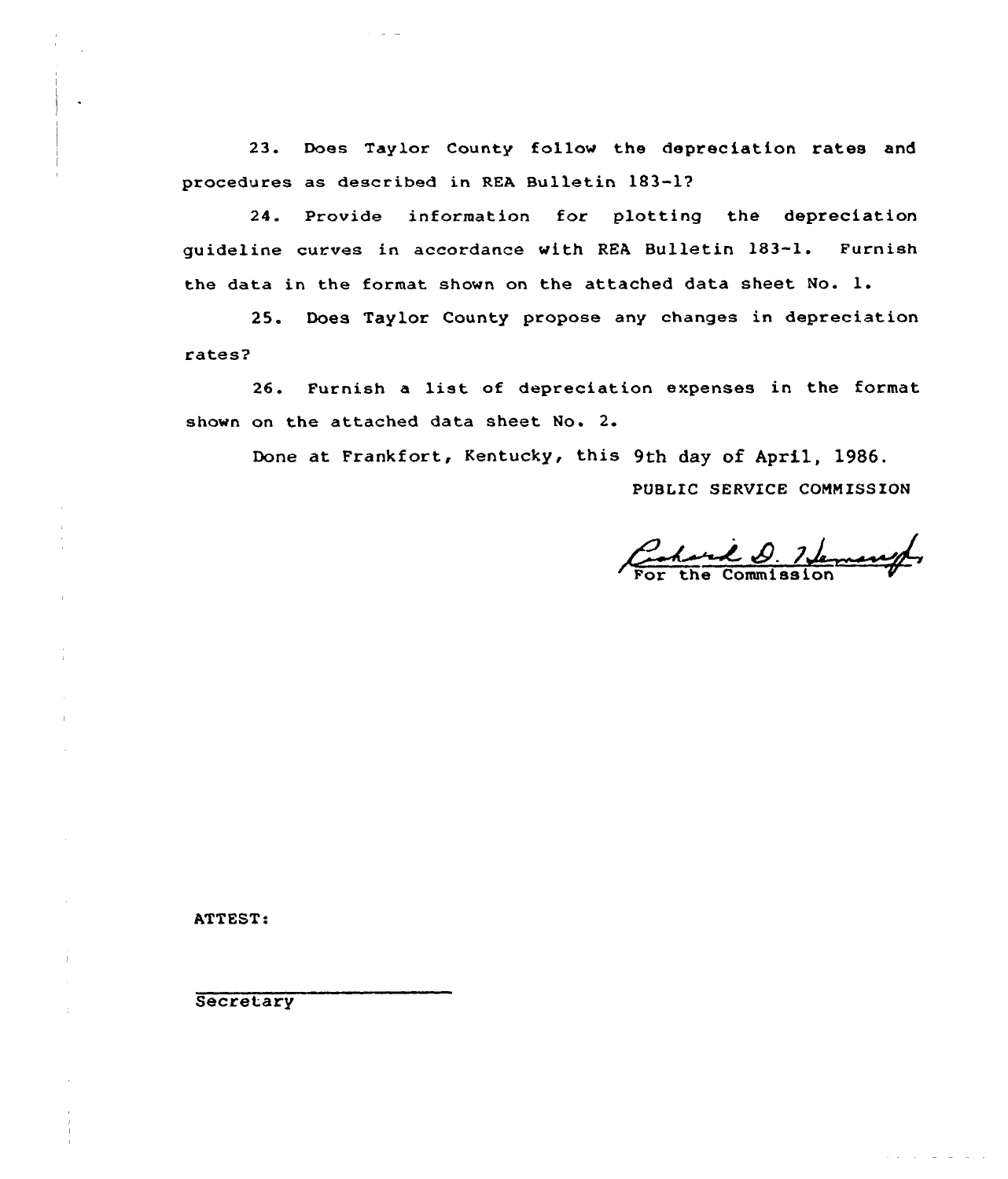23. Does Taylor County follow the depreciation rates and procedures as described in REA Bulletin 183-1?

24. Provide information for plotting the depreciation guideline curves in accordance with REA Bulletin 183-1. Furnish the data in the format shown on the attached data sheet No. 1.

25. Does Taylor County propose any changes in depreciation rates?

26. Furnish a list of depreciation expenses in the format shown on the attached data sheet No. 2.

Done at Frankfort, Kentucky, this 9th day of April, 1986.

PUBLIC SERVICE COMMISSION

Richard D. Heman Jr.
For the Commission

ATTEST:

Secretary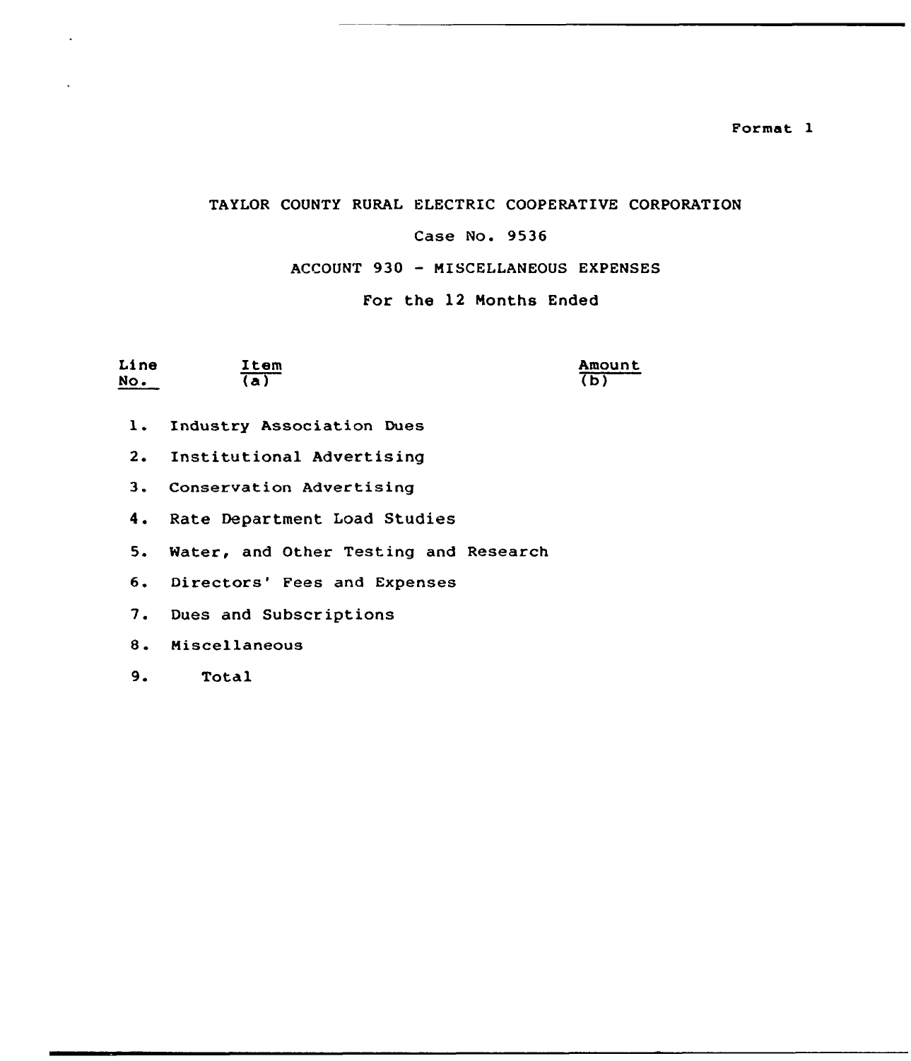Format 1

TAYLOR COUNTY RURAL ELECTRIC COOPERATIVE CORPORATION

Case No. 9536

ACCOUNT 930 - MISCELLANEOUS EXPENSES

For the 12 Months Ended

| Line No. | Item (a) | Amount (b) |
|---|---|---|
| 1. | Industry Association Dues | |
| 2. | Institutional Advertising | |
| 3. | Conservation Advertising | |
| 4. | Rate Department Load Studies | |
| 5. | Water, and Other Testing and Research | |
| 6. | Directors' Fees and Expenses | |
| 7. | Dues and Subscriptions | |
| 8. | Miscellaneous | |
| 9. | Total | |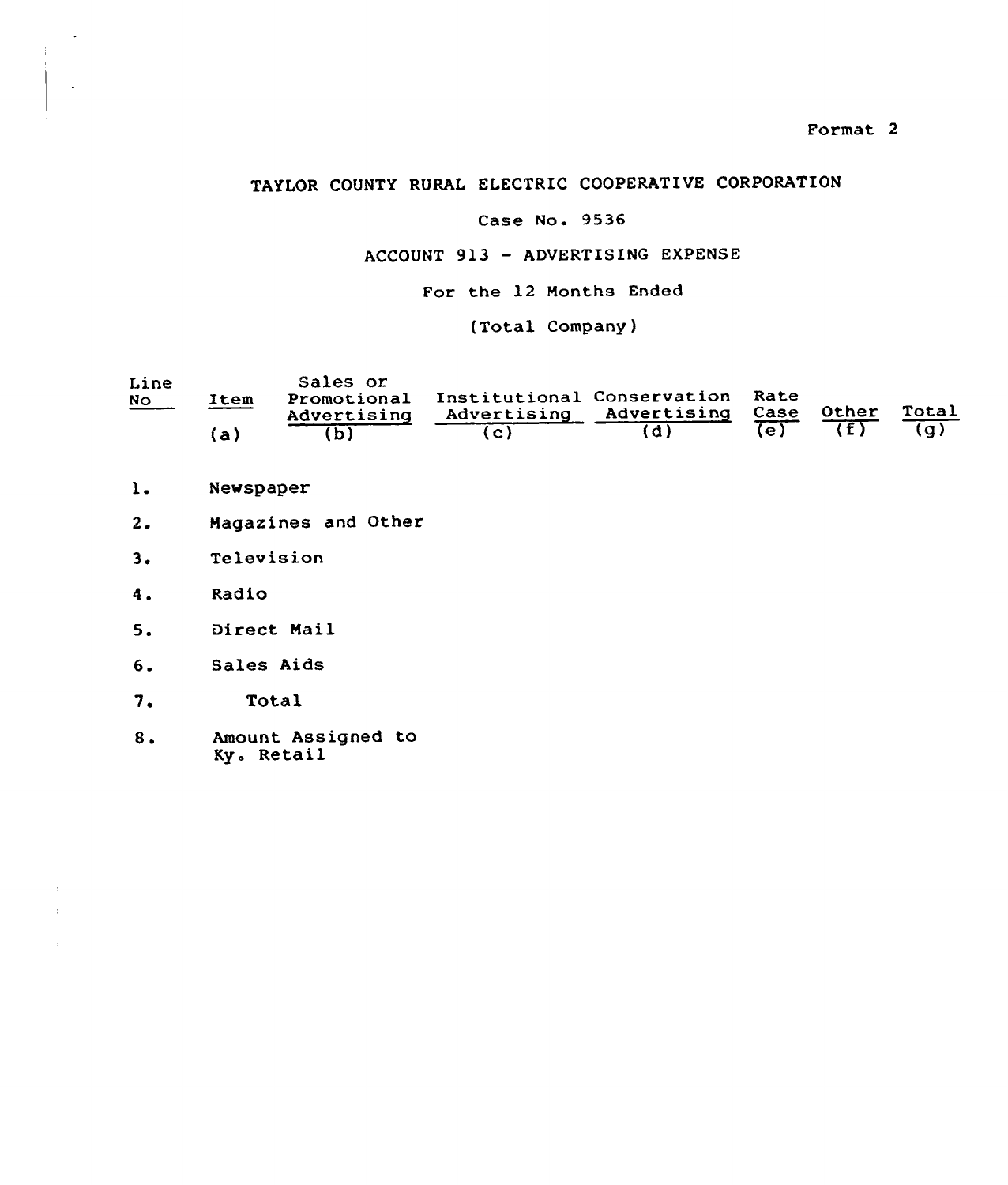Format 2

# TAYLOR COUNTY RURAL ELECTRIC COOPERATIVE CORPORATION

Case No. 9536

ACCOUNT 913 - ADVERTISING EXPENSE

For the 12 Months Ended

(Total Company)

| Line No | Item (a) | Sales or Promotional Advertising (b) | Institutional Advertising (c) | Conservation Advertising (d) | Rate Case (e) | Other (f) | Total (g) |
|---|---|---|---|---|---|---|---|
| 1. | Newspaper | | | | | | |
| 2. | Magazines and Other | | | | | | |
| 3. | Television | | | | | | |
| 4. | Radio | | | | | | |
| 5. | Direct Mail | | | | | | |
| 6. | Sales Aids | | | | | | |
| 7. | Total | | | | | | |
| 8. | Amount Assigned to Ky. Retail | | | | | | |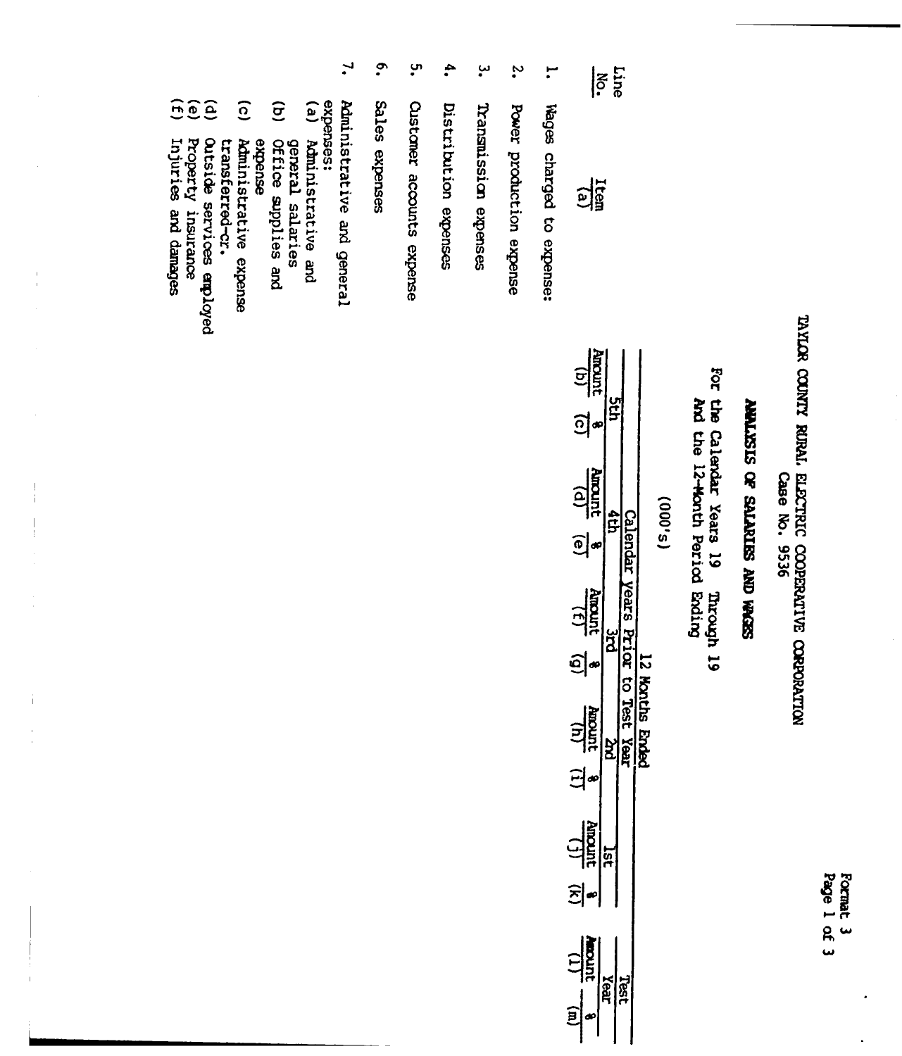Format 3
Page 1 of 3

# TAYLOR COUNTY RURAL ELECTRIC COOPERATIVE CORPORATION

Case No. 9536

## ANALYSIS OF SALARIES AND WAGES

For the Calendar Years 19 Through 19
And the 12-Month Period Ending

(000's)

| Line No. | Item (a) | 12 Months Ended Calendar Years Prior to Test Year | | | | | | | | | | Test Year | |
|---|---|---|---|---|---|---|---|---|---|---|---|---|---|
| | | 5th | | 4th | | 3rd | | 2nd | | 1st | | | |
| | | Amount (b) | % (c) | Amount (d) | % (e) | Amount (f) | % (g) | Amount (h) | % (i) | Amount (j) | % (k) | Amount (l) | % (m) |
| 1. | Wages charged to expense: | | | | | | | | | | | | |
| 2. | Power production expense | | | | | | | | | | | | |
| 3. | Transmission expenses | | | | | | | | | | | | |
| 4. | Distribution expenses | | | | | | | | | | | | |
| 5. | Customer accounts expense | | | | | | | | | | | | |
| 6. | Sales expenses | | | | | | | | | | | | |
| 7. | Administrative and general expenses: | | | | | | | | | | | | |
| | (a) Administrative and general salaries | | | | | | | | | | | | |
| | (b) Office supplies and expense | | | | | | | | | | | | |
| | (c) Administrative expense transferred-cr. | | | | | | | | | | | | |
| | (d) Outside services employed | | | | | | | | | | | | |
| | (e) Property insurance | | | | | | | | | | | | |
| | (f) Injuries and damages | | | | | | | | | | | | |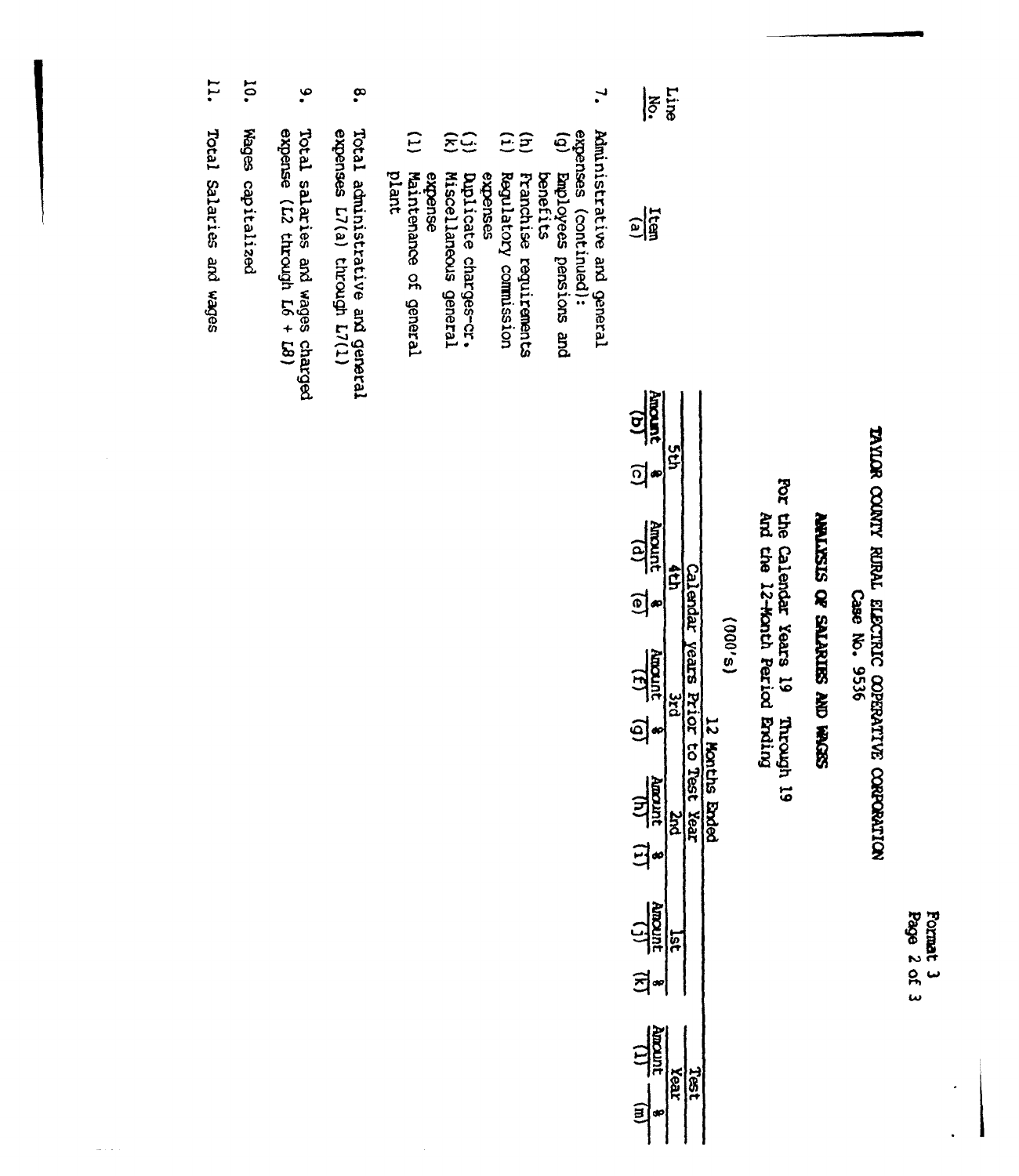Format 3
Page 2 of 3

# TAYLOR COUNTY RURAL ELECTRIC COOPERATIVE CORPORATION
Case No. 9536

## ANALYSIS OF SALARIES AND WAGES

For the Calendar Years 19 Through 19
And the 12-Month Period Ending

(000's)

| Line No. | Item (a) | Calendar Years Prior to Test Year | | | | | | | | 12 Months Ended | | | |
|---|---|---|---|---|---|---|---|---|---|---|---|---|---|
| | | 5th | | 4th | | 3rd | | 2nd | | 1st | | Test Year | |
| | | Amount (b) | % (c) | Amount (d) | % (e) | Amount (f) | % (g) | Amount (h) | % (i) | Amount (j) | % (k) | Amount (l) | % (m) |
| 7. | Administrative and general expenses (continued): | | | | | | | | | | | | |
| | (g) Employees pensions and benefits | | | | | | | | | | | | |
| | (h) Franchise requirements | | | | | | | | | | | | |
| | (i) Regulatory commission expenses | | | | | | | | | | | | |
| | (j) Duplicate charges-cr. | | | | | | | | | | | | |
| | (k) Miscellaneous general expense | | | | | | | | | | | | |
| | (l) Maintenance of general plant | | | | | | | | | | | | |
| 8. | Total administrative and general expenses L7(a) through L7(l) | | | | | | | | | | | | |
| 9. | Total salaries and wages charged expense (L2 through L6 + L8) | | | | | | | | | | | | |
| 10. | Wages capitalized | | | | | | | | | | | | |
| 11. | Total Salaries and wages | | | | | | | | | | | | |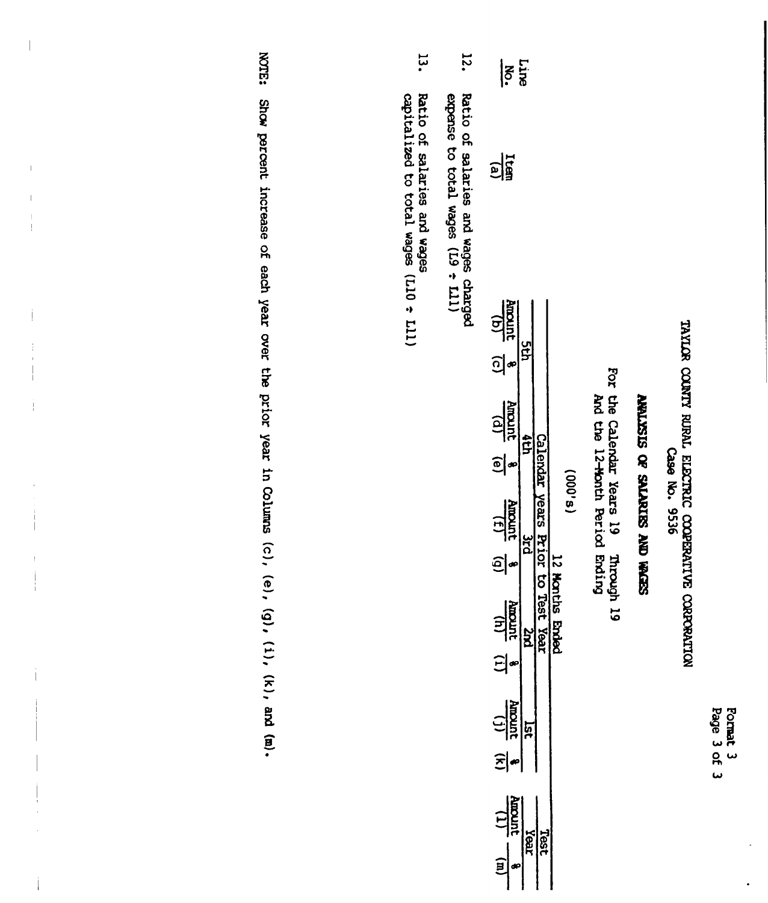Format 3
Page 3 of 3

# TAYLOR COUNTY RURAL ELECTRIC COOPERATIVE CORPORATION

Case No. 9536

## ANALYSIS OF SALARIES AND WAGES

For the Calendar Years 19 Through 19
And the 12-Month Period Ending

(000's)

| Line No. | Item (a) | Calendar Years Prior to Test Year | | | | | | | | | | 12 Months Ended | |
|---|---|---|---|---|---|---|---|---|---|---|---|---|---|
| | | 5th | | 4th | | 3rd | | 2nd | | 1st | | Test Year | |
| | | Amount (b) | % (c) | Amount (d) | % (e) | Amount (f) | % (g) | Amount (h) | % (i) | Amount (j) | % (k) | Amount (l) | % (m) |
| 12. | Ratio of salaries and wages charged expense to total wages (L9 ÷ L11) | | | | | | | | | | | | |
| 13. | Ratio of salaries and wages capitalized to total wages (L10 ÷ L11) | | | | | | | | | | | | |

NOTE: Show percent increase of each year over the prior year in Columns (c), (e), (g), (i), (k), and (m).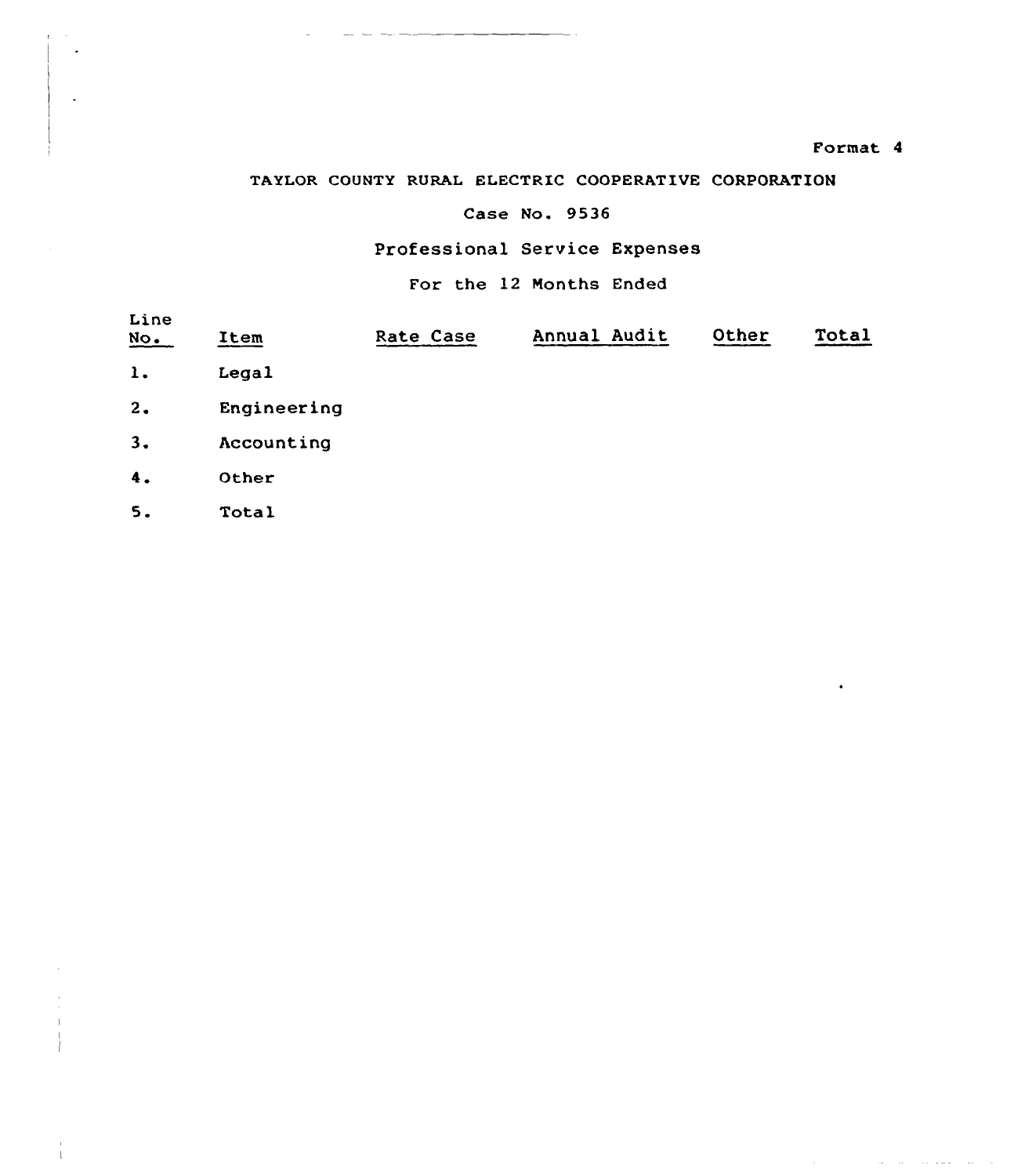Format 4

TAYLOR COUNTY RURAL ELECTRIC COOPERATIVE CORPORATION

Case No. 9536

Professional Service Expenses

For the 12 Months Ended

| Line No. | Item | Rate Case | Annual Audit | Other | Total |
|---|---|---|---|---|---|
| 1. | Legal | | | | |
| 2. | Engineering | | | | |
| 3. | Accounting | | | | |
| 4. | Other | | | | |
| 5. | Total | | | | |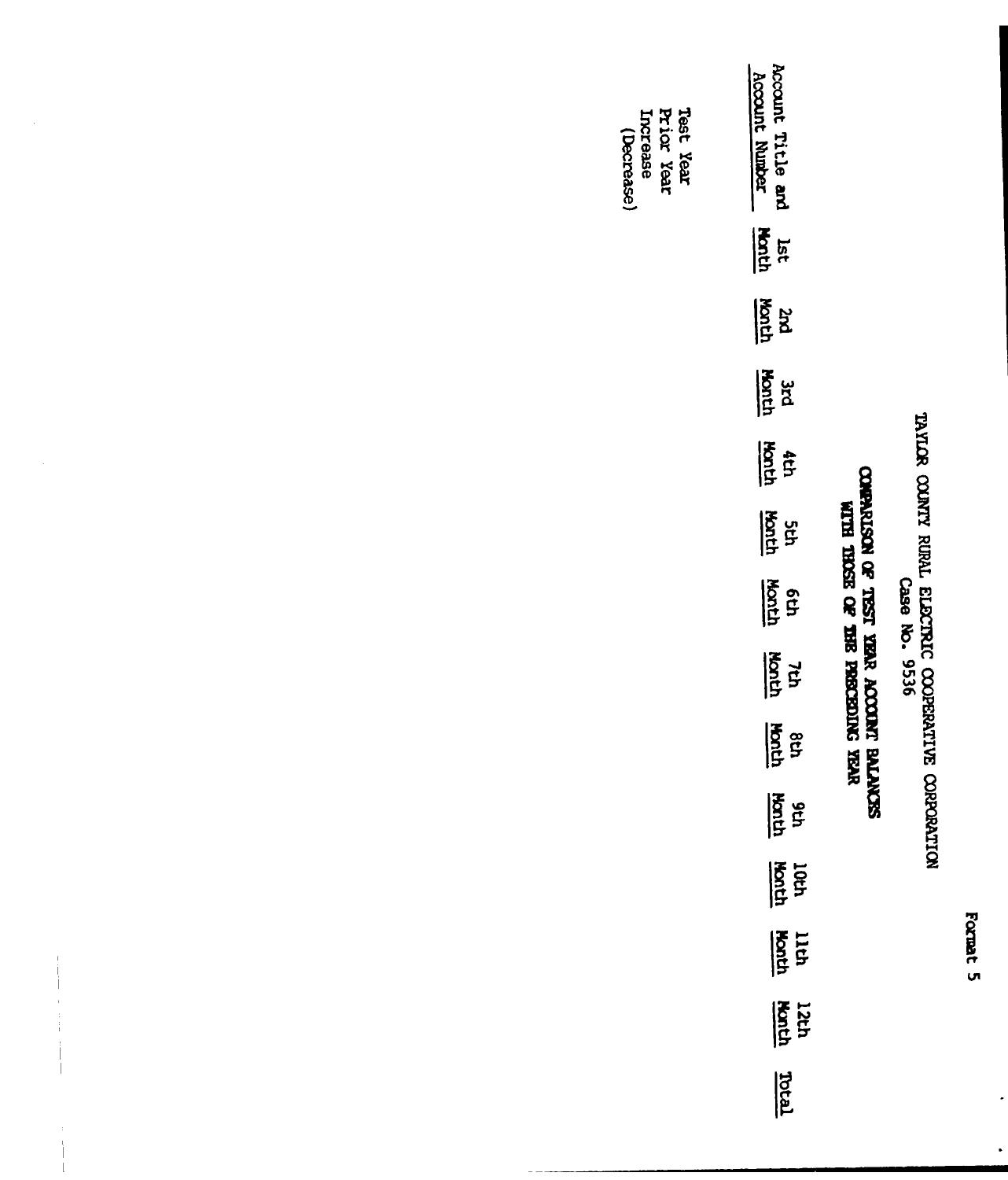Format 5

TAYLOR COUNTY RURAL ELECTRIC COOPERATIVE CORPORATION
Case No. 9536

**COMPARISON OF TEST YEAR ACCOUNT BALANCES WITH THOSE OF THE PRECEDING YEAR**

| Account Title and Account Number | 1st Month | 2nd Month | 3rd Month | 4th Month | 5th Month | 6th Month | 7th Month | 8th Month | 9th Month | 10th Month | 11th Month | 12th Month | Total |
|---|---|---|---|---|---|---|---|---|---|---|---|---|---|
| Test Year | | | | | | | | | | | | | |
| Prior Year | | | | | | | | | | | | | |
| Increase (Decrease) | | | | | | | | | | | | | |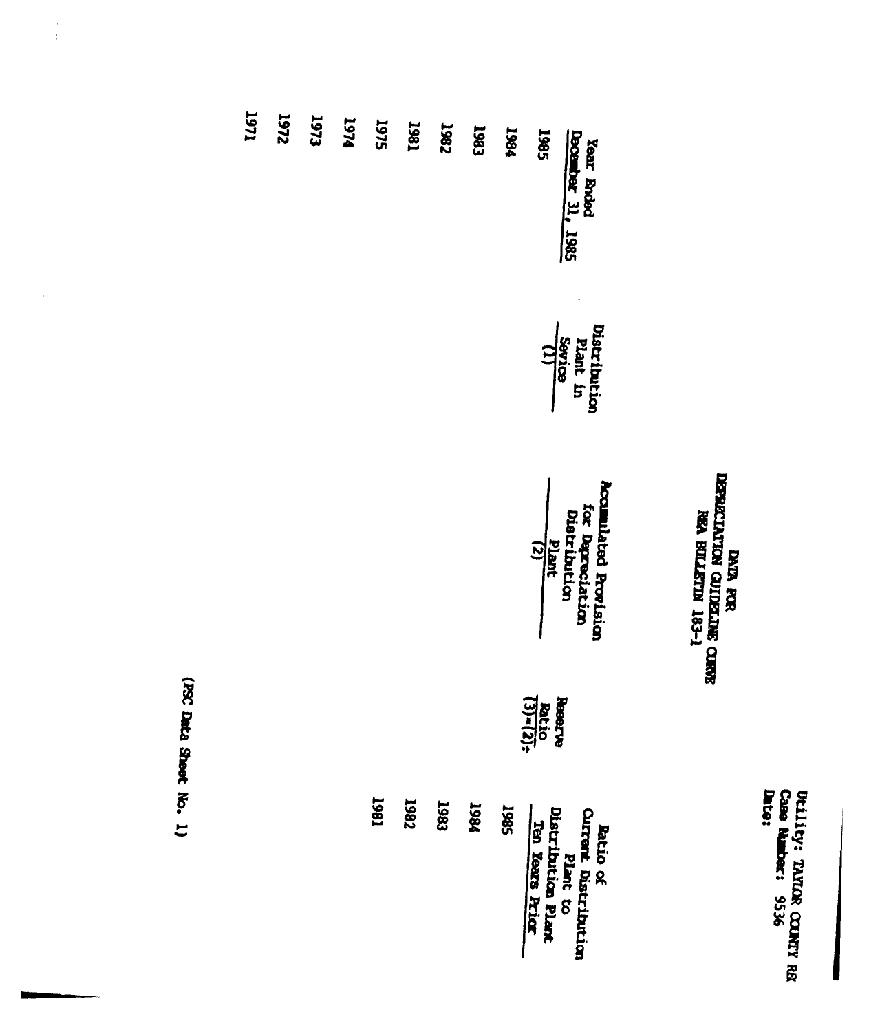Utility: TAYLOR COUNTY REC
Case Number: 9536
Date:

# DATA FOR DEPRECIATION GUIDELINE CURVE REA BULLETIN 183-1

| Year Ended December 31, 1985 | Distribution Plant in Sevice (1) | Accumulated Provision for Depreciation Distribution Plant (2) | Reserve Ratio (3)=(2)÷ |
|---|---|---|---|
| 1985 | | | |
| 1984 | | | |
| 1983 | | | |
| 1982 | | | |
| 1981 | | | |
| 1975 | | | |
| 1974 | | | |
| 1973 | | | |
| 1972 | | | |
| 1971 | | | |

| | Ratio of Current Distribution Plant to Distribution Plant Ten Years Prior |
|---|---|
| 1985 | |
| 1984 | |
| 1983 | |
| 1982 | |
| 1981 | |

(PSC Data Sheet No. 1)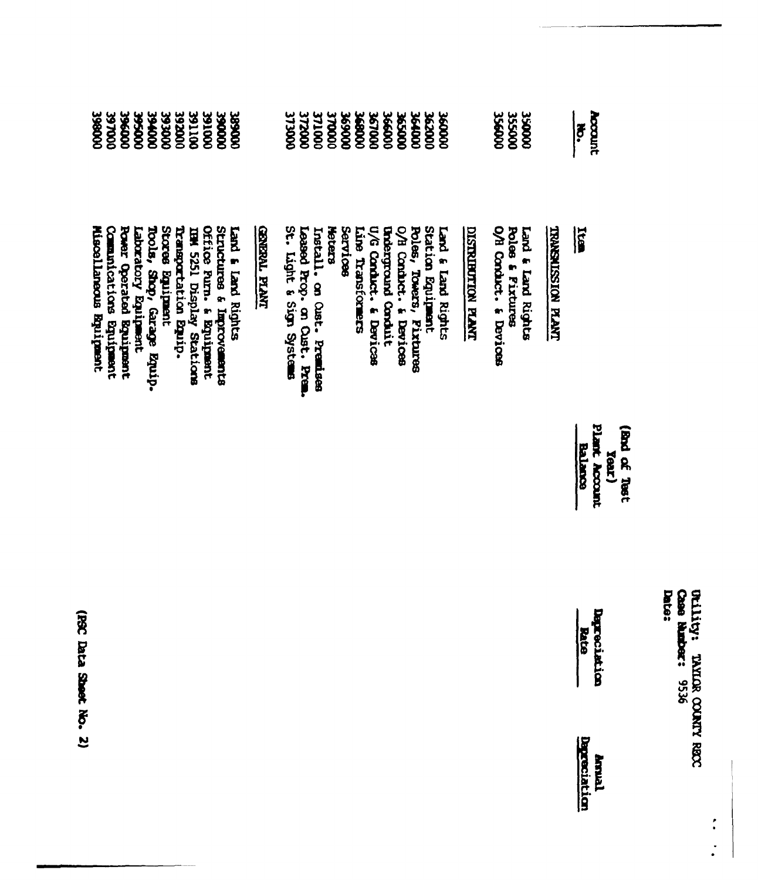Utility: TAYLOR COUNTY RECC
Case Number: 9536
Date:

| Account No. | Item | (End of Test Year) Plant Account Balance | Depreciation Rate | Annual Depreciation |
|---|---|---|---|---|
| | TRANSMISSION PLANT | | | |
| 350000 | Land & Land Rights | | | |
| 355000 | Poles & Fixtures | | | |
| 356000 | O/H Conduct. & Devices | | | |
| | DISTRIBUTION PLANT | | | |
| 360000 | Land & Land Rights | | | |
| 362000 | Station Equipment | | | |
| 364000 | Poles, Towers, Fixtures | | | |
| 365000 | O/H Conduct. & Devices | | | |
| 366000 | Underground Conduit | | | |
| 367000 | U/G Conduct. & Devices | | | |
| 368000 | Line Transformers | | | |
| 369000 | Services | | | |
| 370000 | Meters | | | |
| 371000 | Install. on Cust. Premises | | | |
| 372000 | Leased Prop. on Cust. Prem. | | | |
| 373000 | St. Light & Sign Systems | | | |
| | GENERAL PLANT | | | |
| 389000 | Land & Land Rights | | | |
| 390000 | Structures & Improvements | | | |
| 391000 | Office Furn. & Equipment | | | |
| 391100 | IBM 5251 Display Stations | | | |
| 392000 | Transportation Equip. | | | |
| 393000 | Stores Equipment | | | |
| 394000 | Tools, Shop, Garage Equip. | | | |
| 395000 | Laboratory Equipment | | | |
| 396000 | Power Operated Equipment | | | |
| 397000 | Communications Equipment | | | |
| 398000 | Miscellaneous Equipment | | | |

(PSC Data Sheet No. 2)